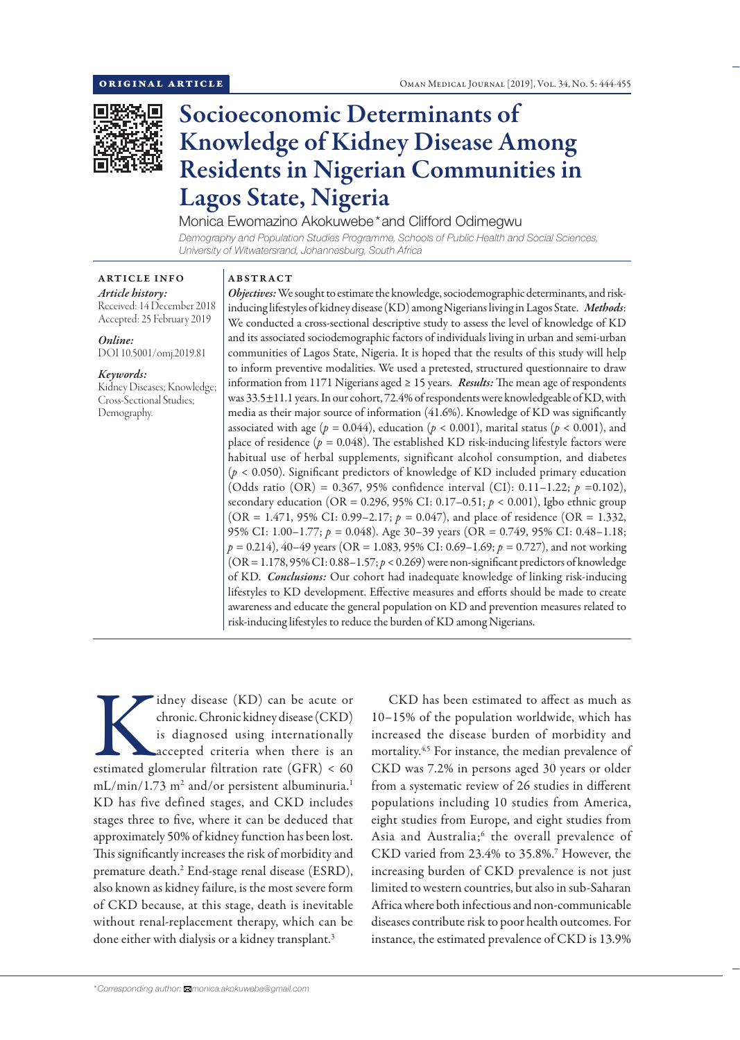ORIGINAL ARTICLE

# Socioeconomic Determinants of Knowledge of Kidney Disease Among Residents in Nigerian Communities in Lagos State, Nigeria

Monica Ewomazino Akokuwebe* and Clifford Odimegwu

*Demography and Population Studies Programme, Schools of Public Health and Social Sciences, University of Witwatersrand, Johannesburg, South Africa*

## ARTICLE INFO

*Article history:*
Received: 14 December 2018
Accepted: 25 February 2019

*Online:*
DOI 10.5001/omj.2019.81

*Keywords:*
Kidney Diseases; Knowledge; Cross-Sectional Studies; Demography.

## ABSTRACT

***Objectives:*** We sought to estimate the knowledge, sociodemographic determinants, and risk-inducing lifestyles of kidney disease (KD) among Nigerians living in Lagos State. ***Methods***: We conducted a cross-sectional descriptive study to assess the level of knowledge of KD and its associated sociodemographic factors of individuals living in urban and semi-urban communities of Lagos State, Nigeria. It is hoped that the results of this study will help to inform preventive modalities. We used a pretested, structured questionnaire to draw information from 1171 Nigerians aged ≥ 15 years. ***Results:*** The mean age of respondents was 33.5±11.1 years. In our cohort, 72.4% of respondents were knowledgeable of KD, with media as their major source of information (41.6%). Knowledge of KD was significantly associated with age ($p = 0.044$), education ($p < 0.001$), marital status ($p < 0.001$), and place of residence ($p = 0.048$). The established KD risk-inducing lifestyle factors were habitual use of herbal supplements, significant alcohol consumption, and diabetes ($p < 0.050$). Significant predictors of knowledge of KD included primary education (Odds ratio (OR) = 0.367, 95% confidence interval (CI): 0.11–1.22; $p = 0.102$), secondary education (OR = 0.296, 95% CI: 0.17–0.51; $p < 0.001$), Igbo ethnic group (OR = 1.471, 95% CI: 0.99–2.17; $p = 0.047$), and place of residence (OR = 1.332, 95% CI: 1.00–1.77; $p = 0.048$). Age 30–39 years (OR = 0.749, 95% CI: 0.48–1.18; $p = 0.214$), 40–49 years (OR = 1.083, 95% CI: 0.69–1.69; $p = 0.727$), and not working (OR = 1.178, 95% CI: 0.88–1.57; $p < 0.269$) were non-significant predictors of knowledge of KD. ***Conclusions:*** Our cohort had inadequate knowledge of linking risk-inducing lifestyles to KD development. Effective measures and efforts should be made to create awareness and educate the general population on KD and prevention measures related to risk-inducing lifestyles to reduce the burden of KD among Nigerians.

Kidney disease (KD) can be acute or chronic. Chronic kidney disease (CKD) is diagnosed using internationally accepted criteria when there is an estimated glomerular filtration rate (GFR) < 60 mL/min/1.73 $m^2$ and/or persistent albuminuria.[1] KD has five defined stages, and CKD includes stages three to five, where it can be deduced that approximately 50% of kidney function has been lost. This significantly increases the risk of morbidity and premature death.[2] End-stage renal disease (ESRD), also known as kidney failure, is the most severe form of CKD because, at this stage, death is inevitable without renal-replacement therapy, which can be done either with dialysis or a kidney transplant.[3]

CKD has been estimated to affect as much as 10–15% of the population worldwide, which has increased the disease burden of morbidity and mortality.[4,5] For instance, the median prevalence of CKD was 7.2% in persons aged 30 years or older from a systematic review of 26 studies in different populations including 10 studies from America, eight studies from Europe, and eight studies from Asia and Australia;[6] the overall prevalence of CKD varied from 23.4% to 35.8%.[7] However, the increasing burden of CKD prevalence is not just limited to western countries, but also in sub-Saharan Africa where both infectious and non-communicable diseases contribute risk to poor health outcomes. For instance, the estimated prevalence of CKD is 13.9%

*Corresponding author: monica.akokuwebe@gmail.com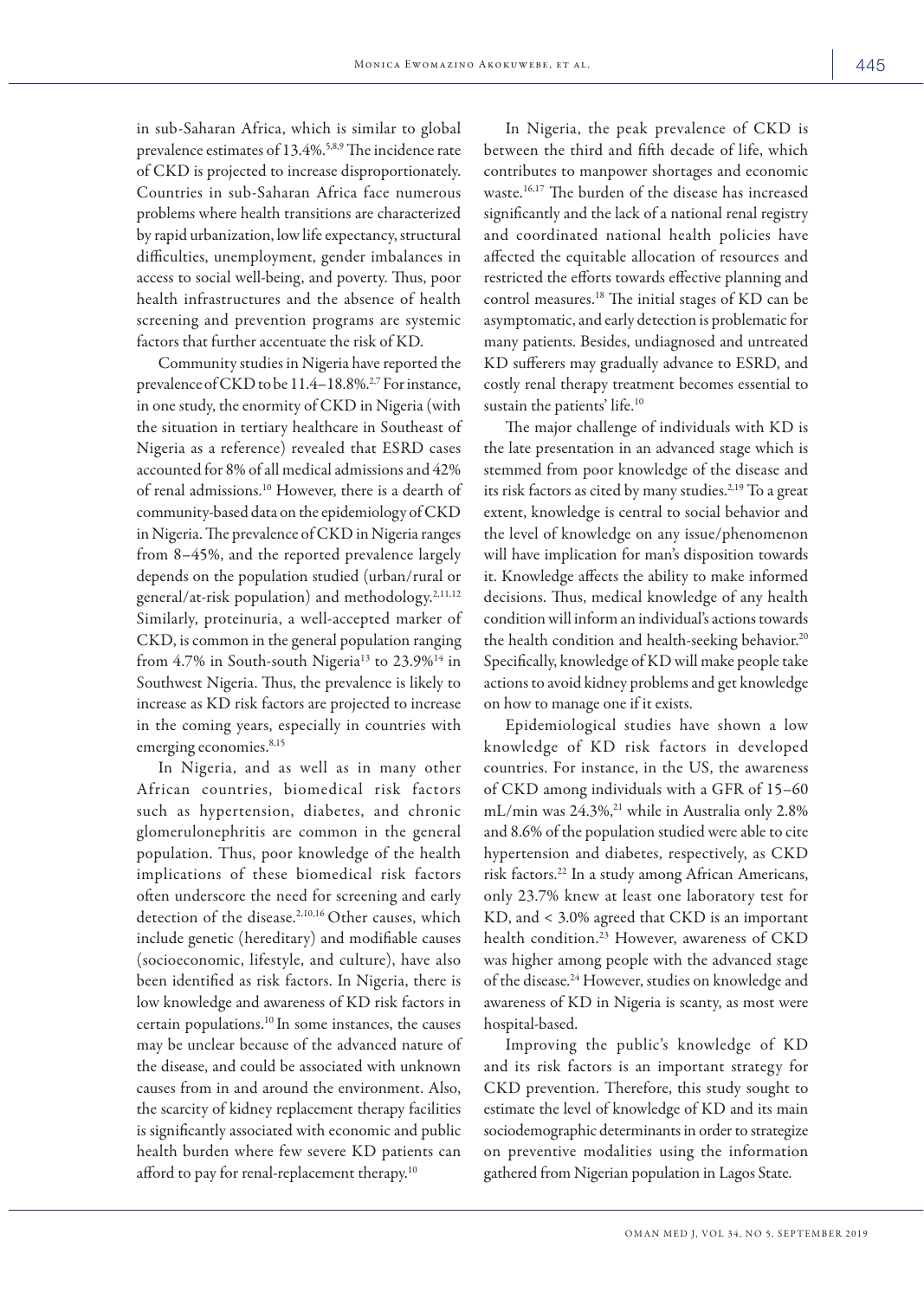in sub-Saharan Africa, which is similar to global prevalence estimates of 13.4%.[5,8,9] The incidence rate of CKD is projected to increase disproportionately. Countries in sub-Saharan Africa face numerous problems where health transitions are characterized by rapid urbanization, low life expectancy, structural difficulties, unemployment, gender imbalances in access to social well-being, and poverty. Thus, poor health infrastructures and the absence of health screening and prevention programs are systemic factors that further accentuate the risk of KD.

Community studies in Nigeria have reported the prevalence of CKD to be 11.4–18.8%.[2,7] For instance, in one study, the enormity of CKD in Nigeria (with the situation in tertiary healthcare in Southeast of Nigeria as a reference) revealed that ESRD cases accounted for 8% of all medical admissions and 42% of renal admissions.[10] However, there is a dearth of community-based data on the epidemiology of CKD in Nigeria. The prevalence of CKD in Nigeria ranges from 8–45%, and the reported prevalence largely depends on the population studied (urban/rural or general/at-risk population) and methodology.[2,11,12] Similarly, proteinuria, a well-accepted marker of CKD, is common in the general population ranging from 4.7% in South-south Nigeria[13] to 23.9%[14] in Southwest Nigeria. Thus, the prevalence is likely to increase as KD risk factors are projected to increase in the coming years, especially in countries with emerging economies.[8,15]

In Nigeria, and as well as in many other African countries, biomedical risk factors such as hypertension, diabetes, and chronic glomerulonephritis are common in the general population. Thus, poor knowledge of the health implications of these biomedical risk factors often underscore the need for screening and early detection of the disease.[2,10,16] Other causes, which include genetic (hereditary) and modifiable causes (socioeconomic, lifestyle, and culture), have also been identified as risk factors. In Nigeria, there is low knowledge and awareness of KD risk factors in certain populations.[10] In some instances, the causes may be unclear because of the advanced nature of the disease, and could be associated with unknown causes from in and around the environment. Also, the scarcity of kidney replacement therapy facilities is significantly associated with economic and public health burden where few severe KD patients can afford to pay for renal-replacement therapy.[10]

In Nigeria, the peak prevalence of CKD is between the third and fifth decade of life, which contributes to manpower shortages and economic waste.[16,17] The burden of the disease has increased significantly and the lack of a national renal registry and coordinated national health policies have affected the equitable allocation of resources and restricted the efforts towards effective planning and control measures.[18] The initial stages of KD can be asymptomatic, and early detection is problematic for many patients. Besides, undiagnosed and untreated KD sufferers may gradually advance to ESRD, and costly renal therapy treatment becomes essential to sustain the patients' life.[10]

The major challenge of individuals with KD is the late presentation in an advanced stage which is stemmed from poor knowledge of the disease and its risk factors as cited by many studies.[2,19] To a great extent, knowledge is central to social behavior and the level of knowledge on any issue/phenomenon will have implication for man's disposition towards it. Knowledge affects the ability to make informed decisions. Thus, medical knowledge of any health condition will inform an individual's actions towards the health condition and health-seeking behavior.[20] Specifically, knowledge of KD will make people take actions to avoid kidney problems and get knowledge on how to manage one if it exists.

Epidemiological studies have shown a low knowledge of KD risk factors in developed countries. For instance, in the US, the awareness of CKD among individuals with a GFR of 15–60 mL/min was 24.3%,[21] while in Australia only 2.8% and 8.6% of the population studied were able to cite hypertension and diabetes, respectively, as CKD risk factors.[22] In a study among African Americans, only 23.7% knew at least one laboratory test for KD, and < 3.0% agreed that CKD is an important health condition.[23] However, awareness of CKD was higher among people with the advanced stage of the disease.[24] However, studies on knowledge and awareness of KD in Nigeria is scanty, as most were hospital-based.

Improving the public's knowledge of KD and its risk factors is an important strategy for CKD prevention. Therefore, this study sought to estimate the level of knowledge of KD and its main sociodemographic determinants in order to strategize on preventive modalities using the information gathered from Nigerian population in Lagos State.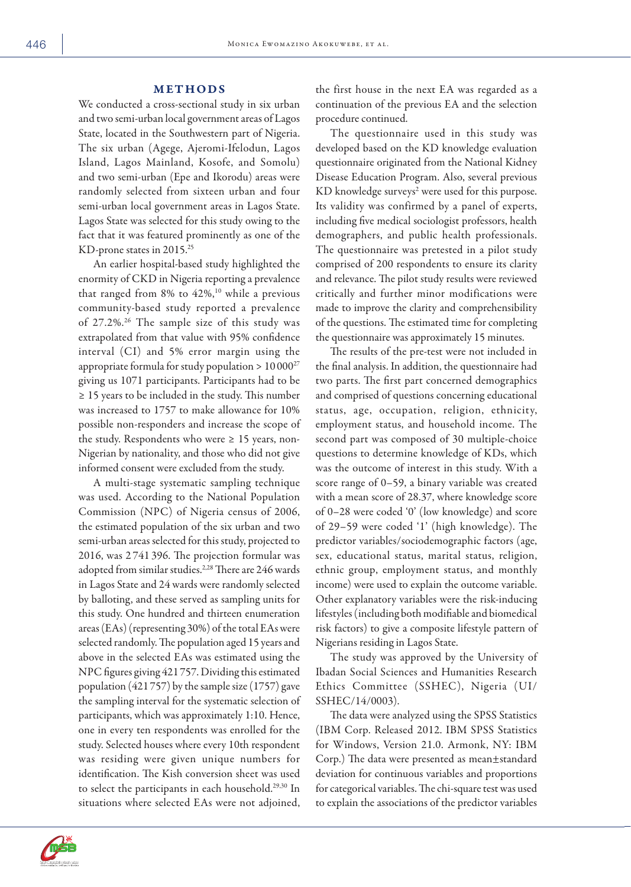## METHODS

We conducted a cross-sectional study in six urban and two semi-urban local government areas of Lagos State, located in the Southwestern part of Nigeria. The six urban (Agege, Ajeromi-Ifelodun, Lagos Island, Lagos Mainland, Kosofe, and Somolu) and two semi-urban (Epe and Ikorodu) areas were randomly selected from sixteen urban and four semi-urban local government areas in Lagos State. Lagos State was selected for this study owing to the fact that it was featured prominently as one of the KD-prone states in 2015.[25]

An earlier hospital-based study highlighted the enormity of CKD in Nigeria reporting a prevalence that ranged from 8% to 42%,[10] while a previous community-based study reported a prevalence of 27.2%.[26] The sample size of this study was extrapolated from that value with 95% confidence interval (CI) and 5% error margin using the appropriate formula for study population > 10 000[27] giving us 1071 participants. Participants had to be ≥ 15 years to be included in the study. This number was increased to 1757 to make allowance for 10% possible non-responders and increase the scope of the study. Respondents who were ≥ 15 years, non-Nigerian by nationality, and those who did not give informed consent were excluded from the study.

A multi-stage systematic sampling technique was used. According to the National Population Commission (NPC) of Nigeria census of 2006, the estimated population of the six urban and two semi-urban areas selected for this study, projected to 2016, was 2 741 396. The projection formular was adopted from similar studies.[2,28] There are 246 wards in Lagos State and 24 wards were randomly selected by balloting, and these served as sampling units for this study. One hundred and thirteen enumeration areas (EAs) (representing 30%) of the total EAs were selected randomly. The population aged 15 years and above in the selected EAs was estimated using the NPC figures giving 421 757. Dividing this estimated population (421 757) by the sample size (1757) gave the sampling interval for the systematic selection of participants, which was approximately 1:10. Hence, one in every ten respondents was enrolled for the study. Selected houses where every 10th respondent was residing were given unique numbers for identification. The Kish conversion sheet was used to select the participants in each household.[29,30] In situations where selected EAs were not adjoined, the first house in the next EA was regarded as a continuation of the previous EA and the selection procedure continued.

The questionnaire used in this study was developed based on the KD knowledge evaluation questionnaire originated from the National Kidney Disease Education Program. Also, several previous KD knowledge surveys[2] were used for this purpose. Its validity was confirmed by a panel of experts, including five medical sociologist professors, health demographers, and public health professionals. The questionnaire was pretested in a pilot study comprised of 200 respondents to ensure its clarity and relevance. The pilot study results were reviewed critically and further minor modifications were made to improve the clarity and comprehensibility of the questions. The estimated time for completing the questionnaire was approximately 15 minutes.

The results of the pre-test were not included in the final analysis. In addition, the questionnaire had two parts. The first part concerned demographics and comprised of questions concerning educational status, age, occupation, religion, ethnicity, employment status, and household income. The second part was composed of 30 multiple-choice questions to determine knowledge of KDs, which was the outcome of interest in this study. With a score range of 0–59, a binary variable was created with a mean score of 28.37, where knowledge score of 0–28 were coded '0' (low knowledge) and score of 29–59 were coded '1' (high knowledge). The predictor variables/sociodemographic factors (age, sex, educational status, marital status, religion, ethnic group, employment status, and monthly income) were used to explain the outcome variable. Other explanatory variables were the risk-inducing lifestyles (including both modifiable and biomedical risk factors) to give a composite lifestyle pattern of Nigerians residing in Lagos State.

The study was approved by the University of Ibadan Social Sciences and Humanities Research Ethics Committee (SSHEC), Nigeria (UI/SSHEC/14/0003).

The data were analyzed using the SPSS Statistics (IBM Corp. Released 2012. IBM SPSS Statistics for Windows, Version 21.0. Armonk, NY: IBM Corp.) The data were presented as mean±standard deviation for continuous variables and proportions for categorical variables. The chi-square test was used to explain the associations of the predictor variables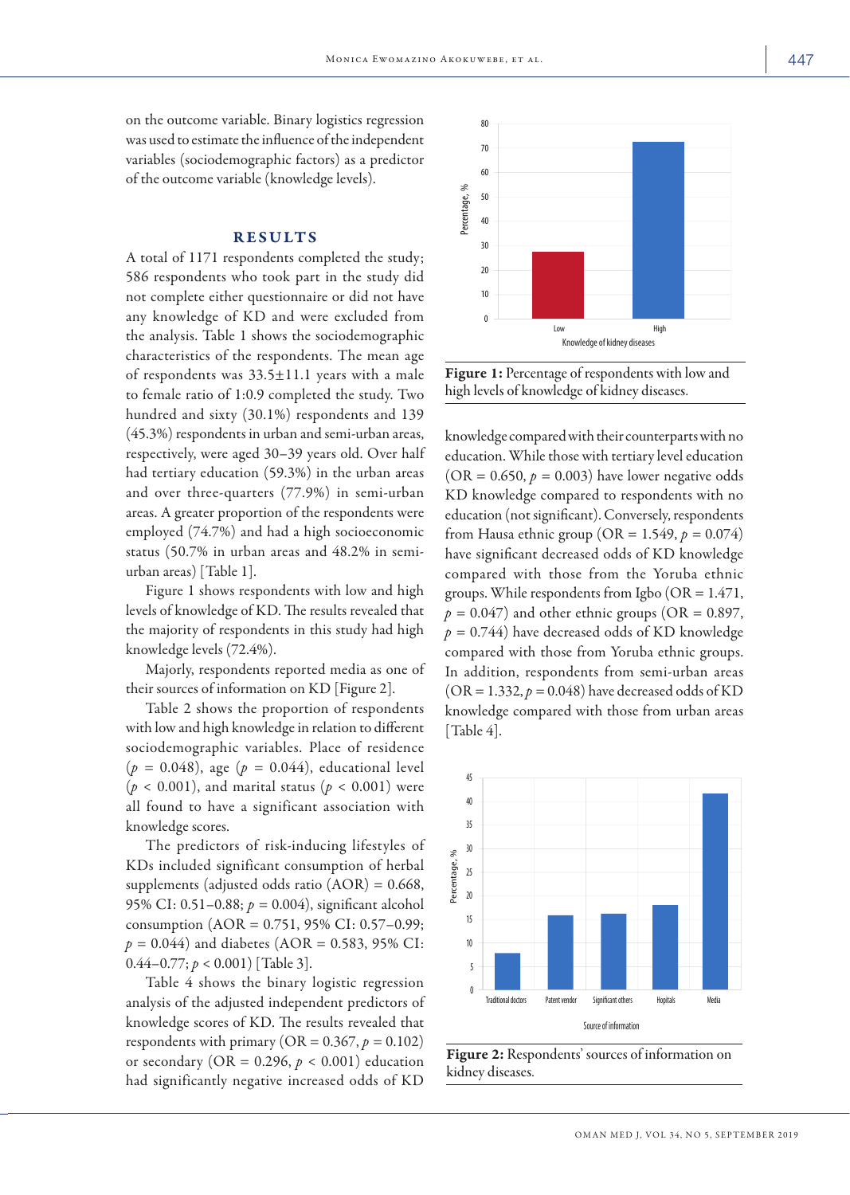on the outcome variable. Binary logistics regression was used to estimate the influence of the independent variables (sociodemographic factors) as a predictor of the outcome variable (knowledge levels).

## RESULTS

A total of 1171 respondents completed the study; 586 respondents who took part in the study did not complete either questionnaire or did not have any knowledge of KD and were excluded from the analysis. Table 1 shows the sociodemographic characteristics of the respondents. The mean age of respondents was 33.5±11.1 years with a male to female ratio of 1:0.9 completed the study. Two hundred and sixty (30.1%) respondents and 139 (45.3%) respondents in urban and semi-urban areas, respectively, were aged 30–39 years old. Over half had tertiary education (59.3%) in the urban areas and over three-quarters (77.9%) in semi-urban areas. A greater proportion of the respondents were employed (74.7%) and had a high socioeconomic status (50.7% in urban areas and 48.2% in semi-urban areas) [Table 1].

Figure 1 shows respondents with low and high levels of knowledge of KD. The results revealed that the majority of respondents in this study had high knowledge levels (72.4%).

Majorly, respondents reported media as one of their sources of information on KD [Figure 2].

Table 2 shows the proportion of respondents with low and high knowledge in relation to different sociodemographic variables. Place of residence ($p$ = 0.048), age ($p$ = 0.044), educational level ($p$ < 0.001), and marital status ($p$ < 0.001) were all found to have a significant association with knowledge scores.

The predictors of risk-inducing lifestyles of KDs included significant consumption of herbal supplements (adjusted odds ratio (AOR) = 0.668, 95% CI: 0.51–0.88; $p$ = 0.004), significant alcohol consumption (AOR = 0.751, 95% CI: 0.57–0.99; $p$ = 0.044) and diabetes (AOR = 0.583, 95% CI: 0.44–0.77; $p$ < 0.001) [Table 3].

Table 4 shows the binary logistic regression analysis of the adjusted independent predictors of knowledge scores of KD. The results revealed that respondents with primary (OR = 0.367, $p$ = 0.102) or secondary (OR = 0.296, $p$ < 0.001) education had significantly negative increased odds of KD knowledge compared with their counterparts with no education. While those with tertiary level education (OR = 0.650, $p$ = 0.003) have lower negative odds KD knowledge compared to respondents with no education (not significant). Conversely, respondents from Hausa ethnic group (OR = 1.549, $p$ = 0.074) have significant decreased odds of KD knowledge compared with those from the Yoruba ethnic groups. While respondents from Igbo (OR = 1.471, $p$ = 0.047) and other ethnic groups (OR = 0.897, $p$ = 0.744) have decreased odds of KD knowledge compared with those from Yoruba ethnic groups. In addition, respondents from semi-urban areas (OR = 1.332, $p$ = 0.048) have decreased odds of KD knowledge compared with those from urban areas [Table 4].

**Figure 1:** Percentage of respondents with low and high levels of knowledge of kidney diseases.

**Figure 2:** Respondents' sources of information on kidney diseases.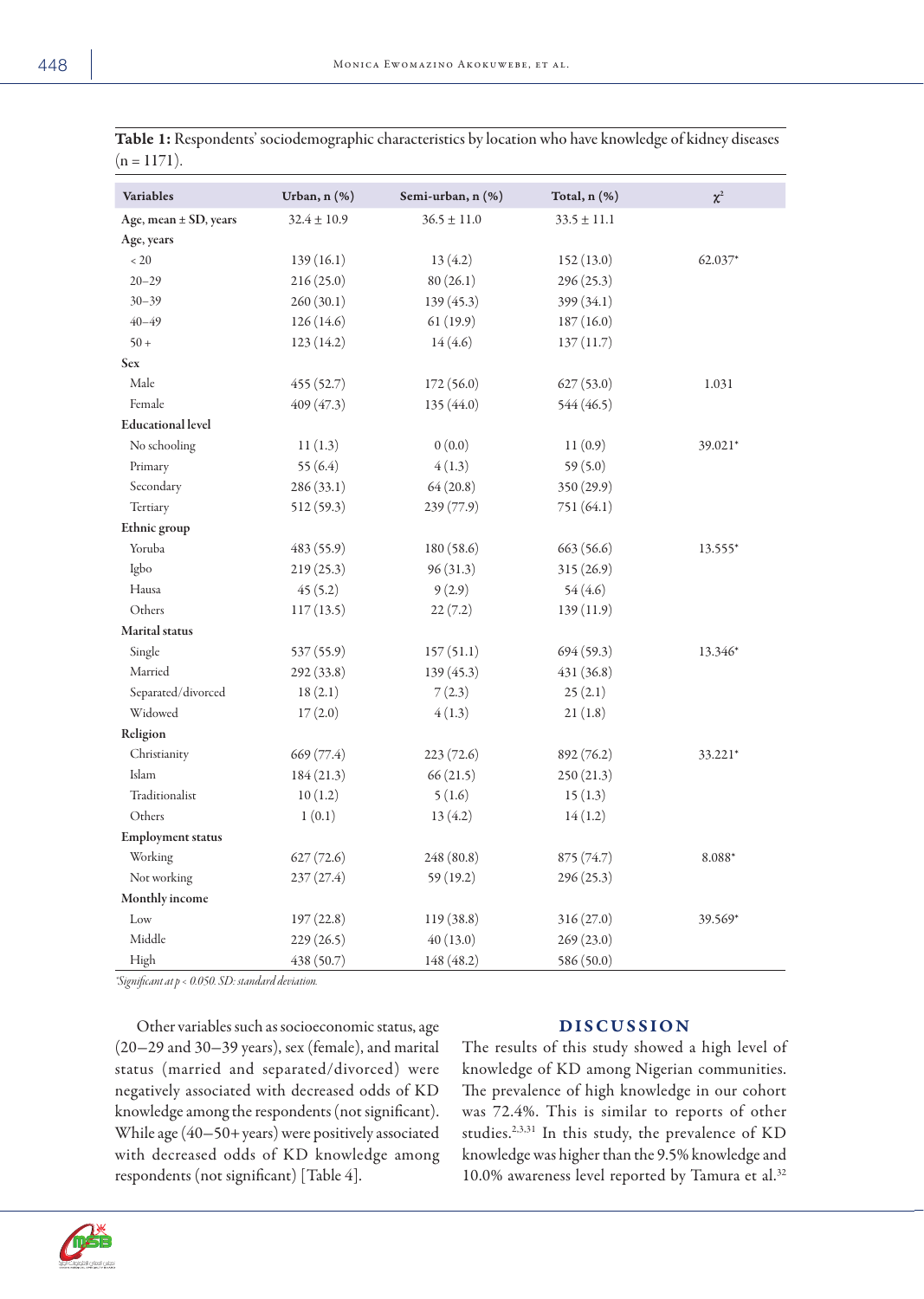**Table 1:** Respondents' sociodemographic characteristics by location who have knowledge of kidney diseases (n = 1171).

| Variables | Urban, n (%) | Semi-urban, n (%) | Total, n (%) | $\chi^2$ |
|---|---|---|---|---|
| Age, mean ± SD, years | 32.4 ± 10.9 | 36.5 ± 11.0 | 33.5 ± 11.1 | |
| **Age, years** | | | | |
| < 20 | 139 (16.1) | 13 (4.2) | 152 (13.0) | 62.037* |
| 20–29 | 216 (25.0) | 80 (26.1) | 296 (25.3) | |
| 30–39 | 260 (30.1) | 139 (45.3) | 399 (34.1) | |
| 40–49 | 126 (14.6) | 61 (19.9) | 187 (16.0) | |
| 50 + | 123 (14.2) | 14 (4.6) | 137 (11.7) | |
| **Sex** | | | | |
| Male | 455 (52.7) | 172 (56.0) | 627 (53.0) | 1.031 |
| Female | 409 (47.3) | 135 (44.0) | 544 (46.5) | |
| **Educational level** | | | | |
| No schooling | 11 (1.3) | 0 (0.0) | 11 (0.9) | 39.021* |
| Primary | 55 (6.4) | 4 (1.3) | 59 (5.0) | |
| Secondary | 286 (33.1) | 64 (20.8) | 350 (29.9) | |
| Tertiary | 512 (59.3) | 239 (77.9) | 751 (64.1) | |
| **Ethnic group** | | | | |
| Yoruba | 483 (55.9) | 180 (58.6) | 663 (56.6) | 13.555* |
| Igbo | 219 (25.3) | 96 (31.3) | 315 (26.9) | |
| Hausa | 45 (5.2) | 9 (2.9) | 54 (4.6) | |
| Others | 117 (13.5) | 22 (7.2) | 139 (11.9) | |
| **Marital status** | | | | |
| Single | 537 (55.9) | 157 (51.1) | 694 (59.3) | 13.346* |
| Married | 292 (33.8) | 139 (45.3) | 431 (36.8) | |
| Separated/divorced | 18 (2.1) | 7 (2.3) | 25 (2.1) | |
| Widowed | 17 (2.0) | 4 (1.3) | 21 (1.8) | |
| **Religion** | | | | |
| Christianity | 669 (77.4) | 223 (72.6) | 892 (76.2) | 33.221* |
| Islam | 184 (21.3) | 66 (21.5) | 250 (21.3) | |
| Traditionalist | 10 (1.2) | 5 (1.6) | 15 (1.3) | |
| Others | 1 (0.1) | 13 (4.2) | 14 (1.2) | |
| **Employment status** | | | | |
| Working | 627 (72.6) | 248 (80.8) | 875 (74.7) | 8.088* |
| Not working | 237 (27.4) | 59 (19.2) | 296 (25.3) | |
| **Monthly income** | | | | |
| Low | 197 (22.8) | 119 (38.8) | 316 (27.0) | 39.569* |
| Middle | 229 (26.5) | 40 (13.0) | 269 (23.0) | |
| High | 438 (50.7) | 148 (48.2) | 586 (50.0) | |

*Significant at $p < 0.050$. SD: standard deviation.

Other variables such as socioeconomic status, age (20–29 and 30–39 years), sex (female), and marital status (married and separated/divorced) were negatively associated with decreased odds of KD knowledge among the respondents (not significant). While age (40–50+ years) were positively associated with decreased odds of KD knowledge among respondents (not significant) [Table 4].

## DISCUSSION

The results of this study showed a high level of knowledge of KD among Nigerian communities. The prevalence of high knowledge in our cohort was 72.4%. This is similar to reports of other studies.[2,3,31] In this study, the prevalence of KD knowledge was higher than the 9.5% knowledge and 10.0% awareness level reported by Tamura et al.[32]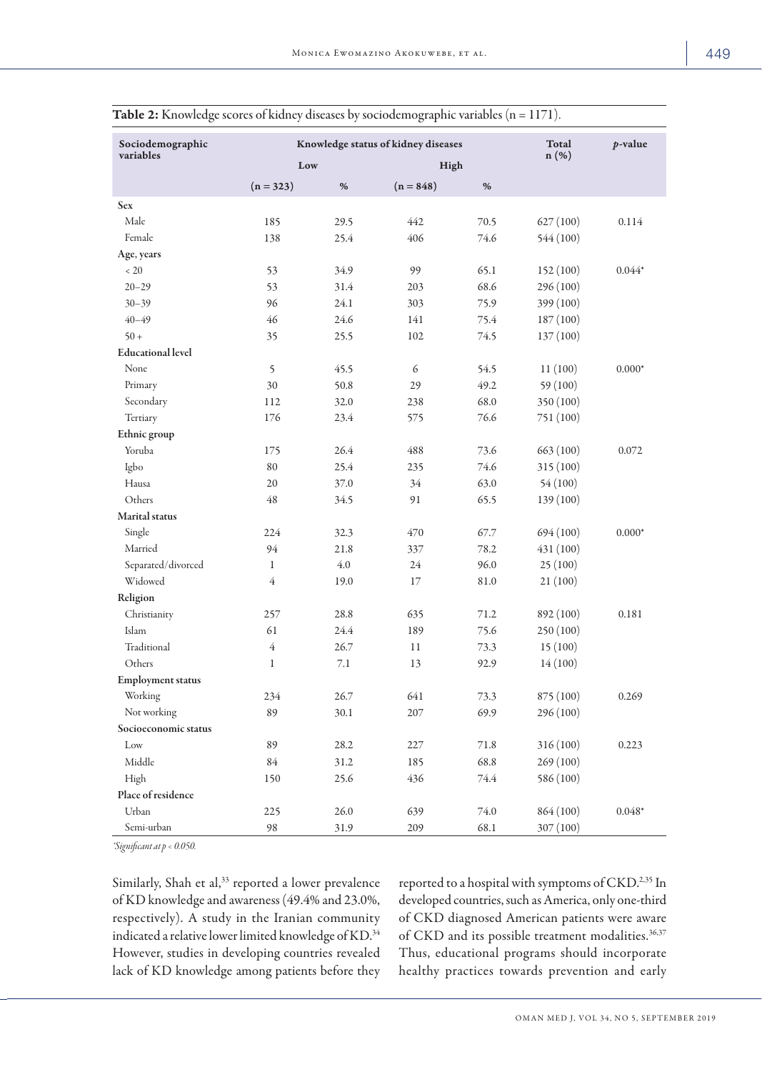**Table 2:** Knowledge scores of kidney diseases by sociodemographic variables (n = 1171).

| Sociodemographic variables | Knowledge status of kidney diseases | | | | Total n (%) | *p*-value |
|---|---|---|---|---|---|---|
| | Low | | High | | | |
| | (n = 323) | % | (n = 848) | % | | |
| **Sex** | | | | | | |
| Male | 185 | 29.5 | 442 | 70.5 | 627 (100) | 0.114 |
| Female | 138 | 25.4 | 406 | 74.6 | 544 (100) | |
| **Age, years** | | | | | | |
| < 20 | 53 | 34.9 | 99 | 65.1 | 152 (100) | 0.044* |
| 20–29 | 53 | 31.4 | 203 | 68.6 | 296 (100) | |
| 30–39 | 96 | 24.1 | 303 | 75.9 | 399 (100) | |
| 40–49 | 46 | 24.6 | 141 | 75.4 | 187 (100) | |
| 50 + | 35 | 25.5 | 102 | 74.5 | 137 (100) | |
| **Educational level** | | | | | | |
| None | 5 | 45.5 | 6 | 54.5 | 11 (100) | 0.000* |
| Primary | 30 | 50.8 | 29 | 49.2 | 59 (100) | |
| Secondary | 112 | 32.0 | 238 | 68.0 | 350 (100) | |
| Tertiary | 176 | 23.4 | 575 | 76.6 | 751 (100) | |
| **Ethnic group** | | | | | | |
| Yoruba | 175 | 26.4 | 488 | 73.6 | 663 (100) | 0.072 |
| Igbo | 80 | 25.4 | 235 | 74.6 | 315 (100) | |
| Hausa | 20 | 37.0 | 34 | 63.0 | 54 (100) | |
| Others | 48 | 34.5 | 91 | 65.5 | 139 (100) | |
| **Marital status** | | | | | | |
| Single | 224 | 32.3 | 470 | 67.7 | 694 (100) | 0.000* |
| Married | 94 | 21.8 | 337 | 78.2 | 431 (100) | |
| Separated/divorced | 1 | 4.0 | 24 | 96.0 | 25 (100) | |
| Widowed | 4 | 19.0 | 17 | 81.0 | 21 (100) | |
| **Religion** | | | | | | |
| Christianity | 257 | 28.8 | 635 | 71.2 | 892 (100) | 0.181 |
| Islam | 61 | 24.4 | 189 | 75.6 | 250 (100) | |
| Traditional | 4 | 26.7 | 11 | 73.3 | 15 (100) | |
| Others | 1 | 7.1 | 13 | 92.9 | 14 (100) | |
| **Employment status** | | | | | | |
| Working | 234 | 26.7 | 641 | 73.3 | 875 (100) | 0.269 |
| Not working | 89 | 30.1 | 207 | 69.9 | 296 (100) | |
| **Socioeconomic status** | | | | | | |
| Low | 89 | 28.2 | 227 | 71.8 | 316 (100) | 0.223 |
| Middle | 84 | 31.2 | 185 | 68.8 | 269 (100) | |
| High | 150 | 25.6 | 436 | 74.4 | 586 (100) | |
| **Place of residence** | | | | | | |
| Urban | 225 | 26.0 | 639 | 74.0 | 864 (100) | 0.048* |
| Semi-urban | 98 | 31.9 | 209 | 68.1 | 307 (100) | |

*Significant at $p < 0.050$.

Similarly, Shah et al,[33] reported a lower prevalence of KD knowledge and awareness (49.4% and 23.0%, respectively). A study in the Iranian community indicated a relative lower limited knowledge of KD.[34] However, studies in developing countries revealed lack of KD knowledge among patients before they reported to a hospital with symptoms of CKD.[2,35] In developed countries, such as America, only one-third of CKD diagnosed American patients were aware of CKD and its possible treatment modalities.[36,37] Thus, educational programs should incorporate healthy practices towards prevention and early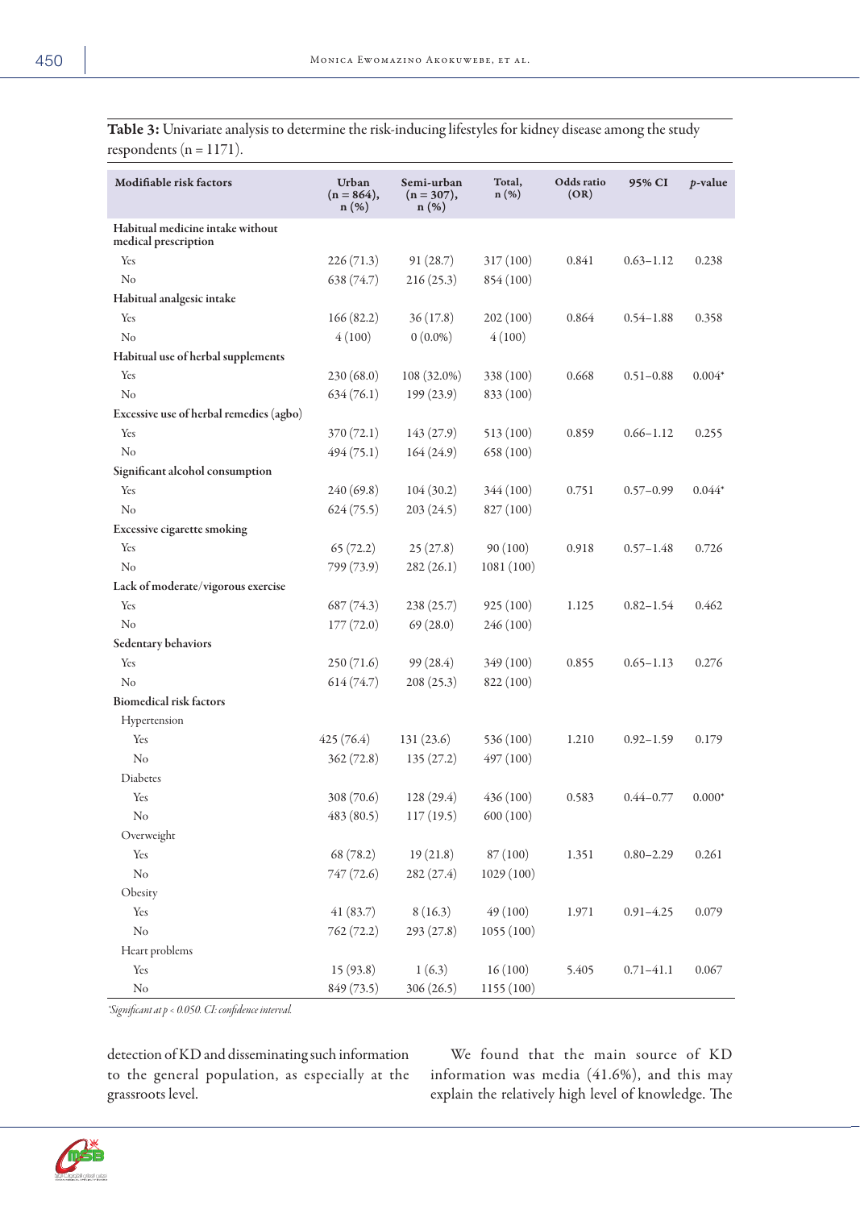**Table 3:** Univariate analysis to determine the risk-inducing lifestyles for kidney disease among the study respondents (n = 1171).

| Modifiable risk factors | Urban (n = 864), n (%) | Semi-urban (n = 307), n (%) | Total, n (%) | Odds ratio (OR) | 95% CI | *p*-value |
|---|---|---|---|---|---|---|
| **Habitual medicine intake without medical prescription** | | | | | | |
| Yes | 226 (71.3) | 91 (28.7) | 317 (100) | 0.841 | 0.63–1.12 | 0.238 |
| No | 638 (74.7) | 216 (25.3) | 854 (100) | | | |
| **Habitual analgesic intake** | | | | | | |
| Yes | 166 (82.2) | 36 (17.8) | 202 (100) | 0.864 | 0.54–1.88 | 0.358 |
| No | 4 (100) | 0 (0.0%) | 4 (100) | | | |
| **Habitual use of herbal supplements** | | | | | | |
| Yes | 230 (68.0) | 108 (32.0%) | 338 (100) | 0.668 | 0.51–0.88 | 0.004* |
| No | 634 (76.1) | 199 (23.9) | 833 (100) | | | |
| **Excessive use of herbal remedies (agbo)** | | | | | | |
| Yes | 370 (72.1) | 143 (27.9) | 513 (100) | 0.859 | 0.66–1.12 | 0.255 |
| No | 494 (75.1) | 164 (24.9) | 658 (100) | | | |
| **Significant alcohol consumption** | | | | | | |
| Yes | 240 (69.8) | 104 (30.2) | 344 (100) | 0.751 | 0.57–0.99 | 0.044* |
| No | 624 (75.5) | 203 (24.5) | 827 (100) | | | |
| **Excessive cigarette smoking** | | | | | | |
| Yes | 65 (72.2) | 25 (27.8) | 90 (100) | 0.918 | 0.57–1.48 | 0.726 |
| No | 799 (73.9) | 282 (26.1) | 1081 (100) | | | |
| **Lack of moderate/vigorous exercise** | | | | | | |
| Yes | 687 (74.3) | 238 (25.7) | 925 (100) | 1.125 | 0.82–1.54 | 0.462 |
| No | 177 (72.0) | 69 (28.0) | 246 (100) | | | |
| **Sedentary behaviors** | | | | | | |
| Yes | 250 (71.6) | 99 (28.4) | 349 (100) | 0.855 | 0.65–1.13 | 0.276 |
| No | 614 (74.7) | 208 (25.3) | 822 (100) | | | |
| **Biomedical risk factors** | | | | | | |
| Hypertension | | | | | | |
| Yes | 425 (76.4) | 131 (23.6) | 536 (100) | 1.210 | 0.92–1.59 | 0.179 |
| No | 362 (72.8) | 135 (27.2) | 497 (100) | | | |
| Diabetes | | | | | | |
| Yes | 308 (70.6) | 128 (29.4) | 436 (100) | 0.583 | 0.44–0.77 | 0.000* |
| No | 483 (80.5) | 117 (19.5) | 600 (100) | | | |
| Overweight | | | | | | |
| Yes | 68 (78.2) | 19 (21.8) | 87 (100) | 1.351 | 0.80–2.29 | 0.261 |
| No | 747 (72.6) | 282 (27.4) | 1029 (100) | | | |
| Obesity | | | | | | |
| Yes | 41 (83.7) | 8 (16.3) | 49 (100) | 1.971 | 0.91–4.25 | 0.079 |
| No | 762 (72.2) | 293 (27.8) | 1055 (100) | | | |
| Heart problems | | | | | | |
| Yes | 15 (93.8) | 1 (6.3) | 16 (100) | 5.405 | 0.71–41.1 | 0.067 |
| No | 849 (73.5) | 306 (26.5) | 1155 (100) | | | |

*\*Significant at p < 0.050. CI: confidence interval.*

detection of KD and disseminating such information to the general population, as especially at the grassroots level.

We found that the main source of KD information was media (41.6%), and this may explain the relatively high level of knowledge. The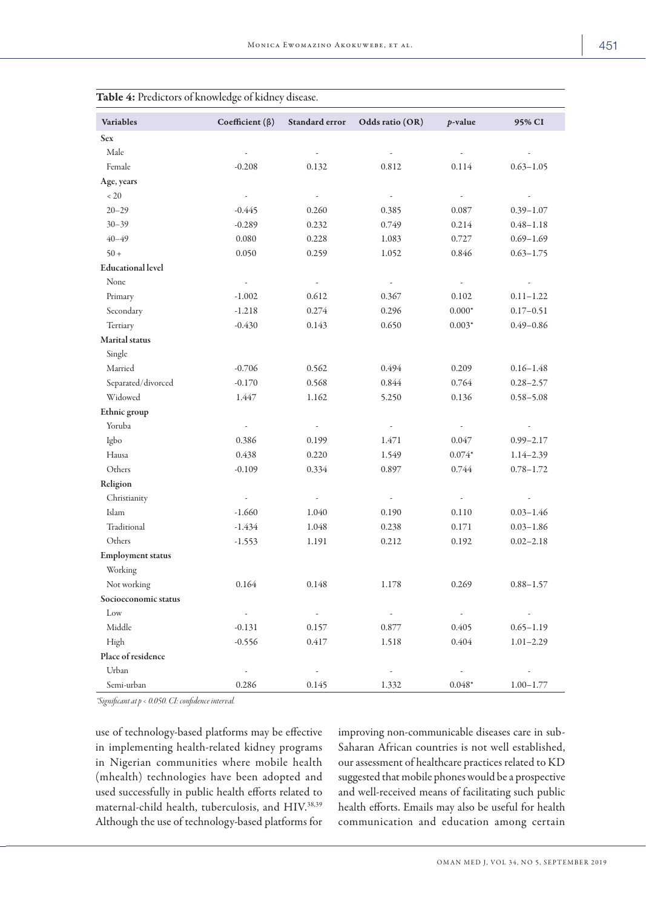**Table 4:** Predictors of knowledge of kidney disease.

| Variables | Coefficient (β) | Standard error | Odds ratio (OR) | *p*-value | 95% CI |
|---|---|---|---|---|---|
| **Sex** | | | | | |
| Male | - | - | - | - | - |
| Female | -0.208 | 0.132 | 0.812 | 0.114 | 0.63–1.05 |
| **Age, years** | | | | | |
| < 20 | - | - | - | - | - |
| 20–29 | -0.445 | 0.260 | 0.385 | 0.087 | 0.39–1.07 |
| 30–39 | -0.289 | 0.232 | 0.749 | 0.214 | 0.48–1.18 |
| 40–49 | 0.080 | 0.228 | 1.083 | 0.727 | 0.69–1.69 |
| 50 + | 0.050 | 0.259 | 1.052 | 0.846 | 0.63–1.75 |
| **Educational level** | | | | | |
| None | - | - | - | - | - |
| Primary | -1.002 | 0.612 | 0.367 | 0.102 | 0.11–1.22 |
| Secondary | -1.218 | 0.274 | 0.296 | 0.000* | 0.17–0.51 |
| Tertiary | -0.430 | 0.143 | 0.650 | 0.003* | 0.49–0.86 |
| **Marital status** | | | | | |
| Single | | | | | |
| Married | -0.706 | 0.562 | 0.494 | 0.209 | 0.16–1.48 |
| Separated/divorced | -0.170 | 0.568 | 0.844 | 0.764 | 0.28–2.57 |
| Widowed | 1.447 | 1.162 | 5.250 | 0.136 | 0.58–5.08 |
| **Ethnic group** | | | | | |
| Yoruba | - | - | - | - | - |
| Igbo | 0.386 | 0.199 | 1.471 | 0.047 | 0.99–2.17 |
| Hausa | 0.438 | 0.220 | 1.549 | 0.074* | 1.14–2.39 |
| Others | -0.109 | 0.334 | 0.897 | 0.744 | 0.78–1.72 |
| **Religion** | | | | | |
| Christianity | - | - | - | - | - |
| Islam | -1.660 | 1.040 | 0.190 | 0.110 | 0.03–1.46 |
| Traditional | -1.434 | 1.048 | 0.238 | 0.171 | 0.03–1.86 |
| Others | -1.553 | 1.191 | 0.212 | 0.192 | 0.02–2.18 |
| **Employment status** | | | | | |
| Working | | | | | |
| Not working | 0.164 | 0.148 | 1.178 | 0.269 | 0.88–1.57 |
| **Socioeconomic status** | | | | | |
| Low | - | - | - | - | - |
| Middle | -0.131 | 0.157 | 0.877 | 0.405 | 0.65–1.19 |
| High | -0.556 | 0.417 | 1.518 | 0.404 | 1.01–2.29 |
| **Place of residence** | | | | | |
| Urban | - | - | - | - | - |
| Semi-urban | 0.286 | 0.145 | 1.332 | 0.048* | 1.00–1.77 |

*Significant at $p < 0.050$. CI: confidence interval.*

use of technology-based platforms may be effective in implementing health-related kidney programs in Nigerian communities where mobile health (mhealth) technologies have been adopted and used successfully in public health efforts related to maternal-child health, tuberculosis, and HIV.[38,39] Although the use of technology-based platforms for improving non-communicable diseases care in sub-Saharan African countries is not well established, our assessment of healthcare practices related to KD suggested that mobile phones would be a prospective and well-received means of facilitating such public health efforts. Emails may also be useful for health communication and education among certain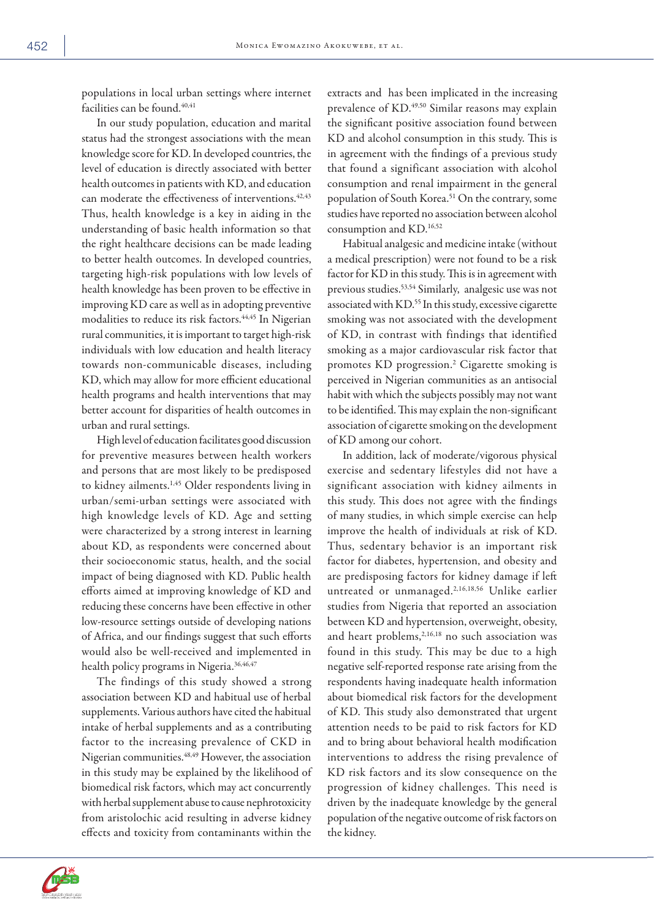populations in local urban settings where internet facilities can be found.[40,41]

In our study population, education and marital status had the strongest associations with the mean knowledge score for KD. In developed countries, the level of education is directly associated with better health outcomes in patients with KD, and education can moderate the effectiveness of interventions.[42,43] Thus, health knowledge is a key in aiding in the understanding of basic health information so that the right healthcare decisions can be made leading to better health outcomes. In developed countries, targeting high-risk populations with low levels of health knowledge has been proven to be effective in improving KD care as well as in adopting preventive modalities to reduce its risk factors.[44,45] In Nigerian rural communities, it is important to target high-risk individuals with low education and health literacy towards non-communicable diseases, including KD, which may allow for more efficient educational health programs and health interventions that may better account for disparities of health outcomes in urban and rural settings.

High level of education facilitates good discussion for preventive measures between health workers and persons that are most likely to be predisposed to kidney ailments.[1,45] Older respondents living in urban/semi-urban settings were associated with high knowledge levels of KD. Age and setting were characterized by a strong interest in learning about KD, as respondents were concerned about their socioeconomic status, health, and the social impact of being diagnosed with KD. Public health efforts aimed at improving knowledge of KD and reducing these concerns have been effective in other low-resource settings outside of developing nations of Africa, and our findings suggest that such efforts would also be well-received and implemented in health policy programs in Nigeria.[36,46,47]

The findings of this study showed a strong association between KD and habitual use of herbal supplements. Various authors have cited the habitual intake of herbal supplements and as a contributing factor to the increasing prevalence of CKD in Nigerian communities.[48,49] However, the association in this study may be explained by the likelihood of biomedical risk factors, which may act concurrently with herbal supplement abuse to cause nephrotoxicity from aristolochic acid resulting in adverse kidney effects and toxicity from contaminants within the extracts and has been implicated in the increasing prevalence of KD.[49,50] Similar reasons may explain the significant positive association found between KD and alcohol consumption in this study. This is in agreement with the findings of a previous study that found a significant association with alcohol consumption and renal impairment in the general population of South Korea.[51] On the contrary, some studies have reported no association between alcohol consumption and KD.[16,52]

Habitual analgesic and medicine intake (without a medical prescription) were not found to be a risk factor for KD in this study. This is in agreement with previous studies.[53,54] Similarly, analgesic use was not associated with KD.[55] In this study, excessive cigarette smoking was not associated with the development of KD, in contrast with findings that identified smoking as a major cardiovascular risk factor that promotes KD progression.[2] Cigarette smoking is perceived in Nigerian communities as an antisocial habit with which the subjects possibly may not want to be identified. This may explain the non-significant association of cigarette smoking on the development of KD among our cohort.

In addition, lack of moderate/vigorous physical exercise and sedentary lifestyles did not have a significant association with kidney ailments in this study. This does not agree with the findings of many studies, in which simple exercise can help improve the health of individuals at risk of KD. Thus, sedentary behavior is an important risk factor for diabetes, hypertension, and obesity and are predisposing factors for kidney damage if left untreated or unmanaged.[2,16,18,56] Unlike earlier studies from Nigeria that reported an association between KD and hypertension, overweight, obesity, and heart problems,[2,16,18] no such association was found in this study. This may be due to a high negative self-reported response rate arising from the respondents having inadequate health information about biomedical risk factors for the development of KD. This study also demonstrated that urgent attention needs to be paid to risk factors for KD and to bring about behavioral health modification interventions to address the rising prevalence of KD risk factors and its slow consequence on the progression of kidney challenges. This need is driven by the inadequate knowledge by the general population of the negative outcome of risk factors on the kidney.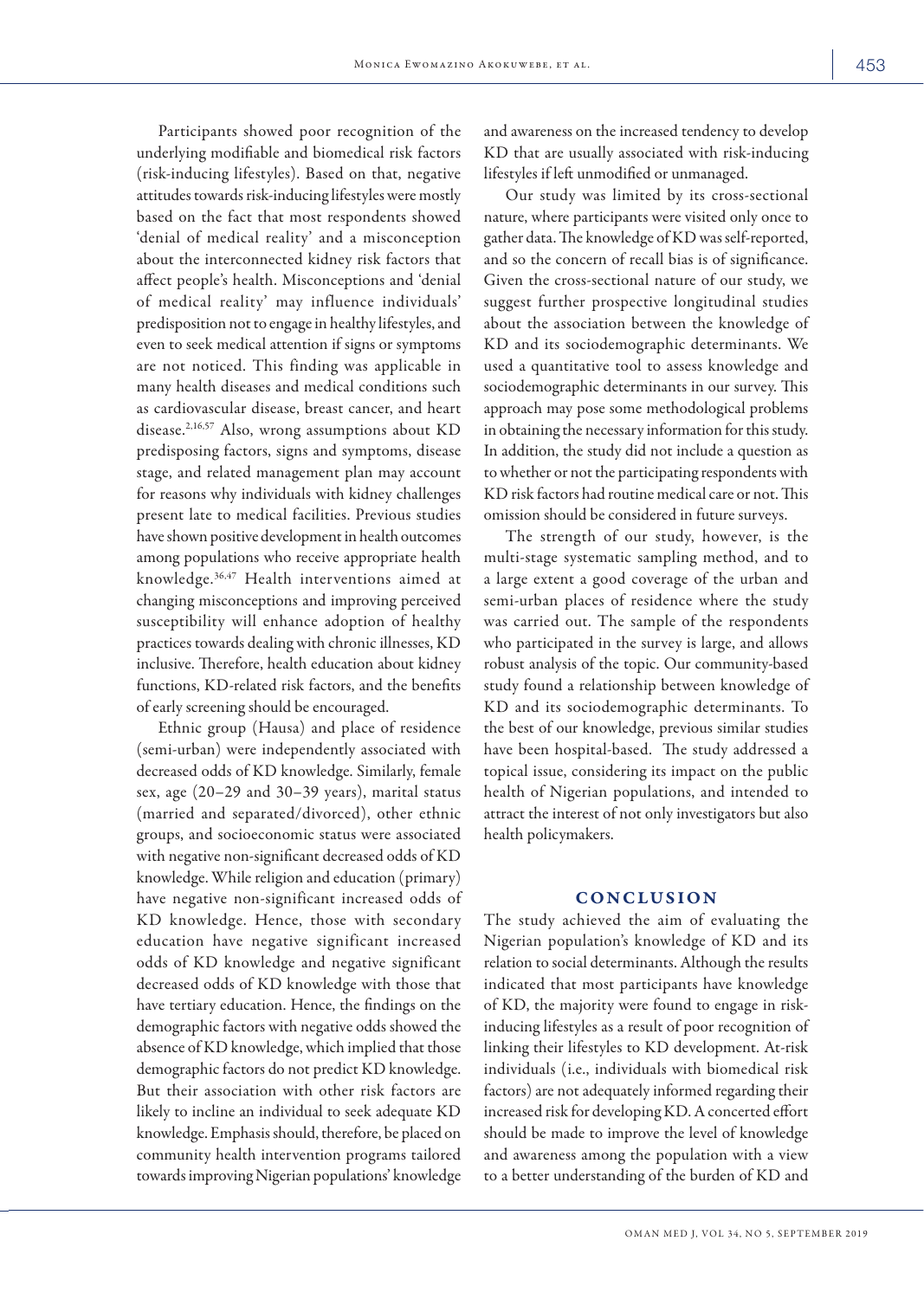Participants showed poor recognition of the underlying modifiable and biomedical risk factors (risk-inducing lifestyles). Based on that, negative attitudes towards risk-inducing lifestyles were mostly based on the fact that most respondents showed 'denial of medical reality' and a misconception about the interconnected kidney risk factors that affect people's health. Misconceptions and 'denial of medical reality' may influence individuals' predisposition not to engage in healthy lifestyles, and even to seek medical attention if signs or symptoms are not noticed. This finding was applicable in many health diseases and medical conditions such as cardiovascular disease, breast cancer, and heart disease.[2,16,57] Also, wrong assumptions about KD predisposing factors, signs and symptoms, disease stage, and related management plan may account for reasons why individuals with kidney challenges present late to medical facilities. Previous studies have shown positive development in health outcomes among populations who receive appropriate health knowledge.[36,47] Health interventions aimed at changing misconceptions and improving perceived susceptibility will enhance adoption of healthy practices towards dealing with chronic illnesses, KD inclusive. Therefore, health education about kidney functions, KD-related risk factors, and the benefits of early screening should be encouraged.

Ethnic group (Hausa) and place of residence (semi-urban) were independently associated with decreased odds of KD knowledge. Similarly, female sex, age (20–29 and 30–39 years), marital status (married and separated/divorced), other ethnic groups, and socioeconomic status were associated with negative non-significant decreased odds of KD knowledge. While religion and education (primary) have negative non-significant increased odds of KD knowledge. Hence, those with secondary education have negative significant increased odds of KD knowledge and negative significant decreased odds of KD knowledge with those that have tertiary education. Hence, the findings on the demographic factors with negative odds showed the absence of KD knowledge, which implied that those demographic factors do not predict KD knowledge. But their association with other risk factors are likely to incline an individual to seek adequate KD knowledge. Emphasis should, therefore, be placed on community health intervention programs tailored towards improving Nigerian populations' knowledge and awareness on the increased tendency to develop KD that are usually associated with risk-inducing lifestyles if left unmodified or unmanaged.

Our study was limited by its cross-sectional nature, where participants were visited only once to gather data. The knowledge of KD was self-reported, and so the concern of recall bias is of significance. Given the cross-sectional nature of our study, we suggest further prospective longitudinal studies about the association between the knowledge of KD and its sociodemographic determinants. We used a quantitative tool to assess knowledge and sociodemographic determinants in our survey. This approach may pose some methodological problems in obtaining the necessary information for this study. In addition, the study did not include a question as to whether or not the participating respondents with KD risk factors had routine medical care or not. This omission should be considered in future surveys.

The strength of our study, however, is the multi-stage systematic sampling method, and to a large extent a good coverage of the urban and semi-urban places of residence where the study was carried out. The sample of the respondents who participated in the survey is large, and allows robust analysis of the topic. Our community-based study found a relationship between knowledge of KD and its sociodemographic determinants. To the best of our knowledge, previous similar studies have been hospital-based. The study addressed a topical issue, considering its impact on the public health of Nigerian populations, and intended to attract the interest of not only investigators but also health policymakers.

## CONCLUSION

The study achieved the aim of evaluating the Nigerian population's knowledge of KD and its relation to social determinants. Although the results indicated that most participants have knowledge of KD, the majority were found to engage in risk-inducing lifestyles as a result of poor recognition of linking their lifestyles to KD development. At-risk individuals (i.e., individuals with biomedical risk factors) are not adequately informed regarding their increased risk for developing KD. A concerted effort should be made to improve the level of knowledge and awareness among the population with a view to a better understanding of the burden of KD and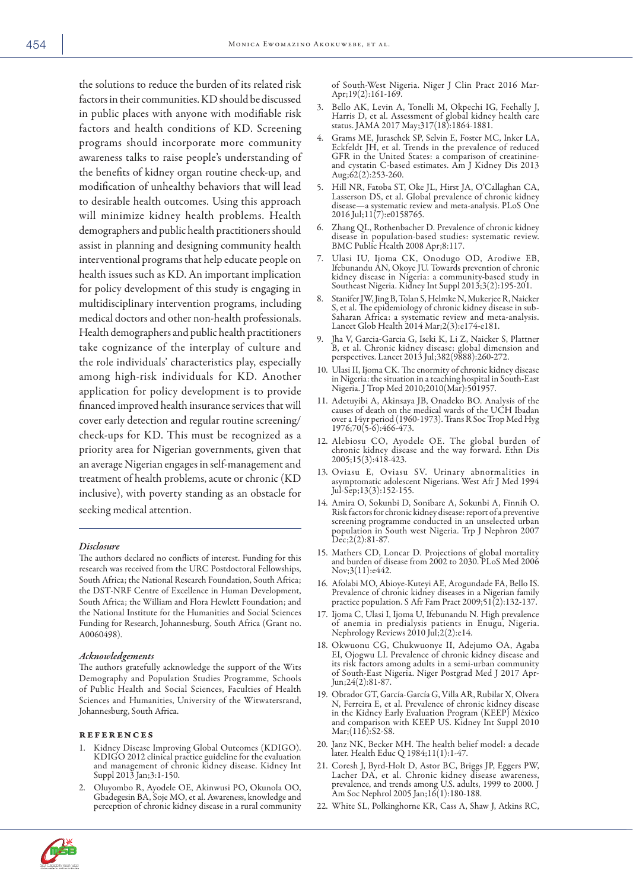the solutions to reduce the burden of its related risk factors in their communities. KD should be discussed in public places with anyone with modifiable risk factors and health conditions of KD. Screening programs should incorporate more community awareness talks to raise people's understanding of the benefits of kidney organ routine check-up, and modification of unhealthy behaviors that will lead to desirable health outcomes. Using this approach will minimize kidney health problems. Health demographers and public health practitioners should assist in planning and designing community health interventional programs that help educate people on health issues such as KD. An important implication for policy development of this study is engaging in multidisciplinary intervention programs, including medical doctors and other non-health professionals. Health demographers and public health practitioners take cognizance of the interplay of culture and the role individuals' characteristics play, especially among high-risk individuals for KD. Another application for policy development is to provide financed improved health insurance services that will cover early detection and regular routine screening/check-ups for KD. This must be recognized as a priority area for Nigerian governments, given that an average Nigerian engages in self-management and treatment of health problems, acute or chronic (KD inclusive), with poverty standing as an obstacle for seeking medical attention.

### *Disclosure*

The authors declared no conflicts of interest. Funding for this research was received from the URC Postdoctoral Fellowships, South Africa; the National Research Foundation, South Africa; the DST-NRF Centre of Excellence in Human Development, South Africa; the William and Flora Hewlett Foundation; and the National Institute for the Humanities and Social Sciences Funding for Research, Johannesburg, South Africa (Grant no. A0060498).

### *Acknowledgements*

The authors gratefully acknowledge the support of the Wits Demography and Population Studies Programme, Schools of Public Health and Social Sciences, Faculties of Health Sciences and Humanities, University of the Witwatersrand, Johannesburg, South Africa.

## References

1. Kidney Disease Improving Global Outcomes (KDIGO). KDIGO 2012 clinical practice guideline for the evaluation and management of chronic kidney disease. Kidney Int Suppl 2013 Jan;3:1-150.
2. Oluyombo R, Ayodele OE, Akinwusi PO, Okunola OO, Gbadegesin BA, Soje MO, et al. Awareness, knowledge and perception of chronic kidney disease in a rural community of South-West Nigeria. Niger J Clin Pract 2016 Mar-Apr;19(2):161-169.
3. Bello AK, Levin A, Tonelli M, Okpechi IG, Feehally J, Harris D, et al. Assessment of global kidney health care status. JAMA 2017 May;317(18):1864-1881.
4. Grams ME, Juraschek SP, Selvin E, Foster MC, Inker LA, Eckfeldt JH, et al. Trends in the prevalence of reduced GFR in the United States: a comparison of creatinine- and cystatin C-based estimates. Am J Kidney Dis 2013 Aug;62(2):253-260.
5. Hill NR, Fatoba ST, Oke JL, Hirst JA, O'Callaghan CA, Lasserson DS, et al. Global prevalence of chronic kidney disease—a systematic review and meta-analysis. PLoS One 2016 Jul;11(7):e0158765.
6. Zhang QL, Rothenbacher D. Prevalence of chronic kidney disease in population-based studies: systematic review. BMC Public Health 2008 Apr;8:117.
7. Ulasi IU, Ijoma CK, Onodugo OD, Arodiwe EB, Ifebunandu AN, Okoye JU. Towards prevention of chronic kidney disease in Nigeria: a community-based study in Southeast Nigeria. Kidney Int Suppl 2013;3(2):195-201.
8. Stanifer JW, Jing B, Tolan S, Helmke N, Mukerjee R, Naicker S, et al. The epidemiology of chronic kidney disease in sub-Saharan Africa: a systematic review and meta-analysis. Lancet Glob Health 2014 Mar;2(3):e174-e181.
9. Jha V, Garcia-Garcia G, Iseki K, Li Z, Naicker S, Plattner B, et al. Chronic kidney disease: global dimension and perspectives. Lancet 2013 Jul;382(9888):260-272.
10. Ulasi II, Ijoma CK. The enormity of chronic kidney disease in Nigeria: the situation in a teaching hospital in South-East Nigeria. J Trop Med 2010;2010(Mar):501957.
11. Adetuyibi A, Akinsaya JB, Onadeko BO. Analysis of the causes of death on the medical wards of the UCH Ibadan over a 14yr period (1960-1973). Trans R Soc Trop Med Hyg 1976;70(5-6):466-473.
12. Alebiosu CO, Ayodele OE. The global burden of chronic kidney disease and the way forward. Ethn Dis 2005;15(3):418-423.
13. Oviasu E, Oviasu SV. Urinary abnormalities in asymptomatic adolescent Nigerians. West Afr J Med 1994 Jul-Sep;13(3):152-155.
14. Amira O, Sokunbi D, Sonibare A, Sokunbi A, Finnih O. Risk factors for chronic kidney disease: report of a preventive screening programme conducted in an unselected urban population in South west Nigeria. Trp J Nephron 2007 Dec;2(2):81-87.
15. Mathers CD, Loncar D. Projections of global mortality and burden of disease from 2002 to 2030. PLoS Med 2006 Nov;3(11):e442.
16. Afolabi MO, Abioye-Kuteyi AE, Arogundade FA, Bello IS. Prevalence of chronic kidney diseases in a Nigerian family practice population. S Afr Fam Pract 2009;51(2):132-137.
17. Ijoma C, Ulasi I, Ijoma U, Ifebunandu N. High prevalence of anemia in predialysis patients in Enugu, Nigeria. Nephrology Reviews 2010 Jul;2(2):e14.
18. Okwuonu CG, Chukwuonye II, Adejumo OA, Agaba EI, Ojogwu LI. Prevalence of chronic kidney disease and its risk factors among adults in a semi-urban community of South-East Nigeria. Niger Postgrad Med J 2017 Apr-Jun;24(2):81-87.
19. Obrador GT, García-García G, Villa AR, Rubilar X, Olvera N, Ferreira E, et al. Prevalence of chronic kidney disease in the Kidney Early Evaluation Program (KEEP) México and comparison with KEEP US. Kidney Int Suppl 2010 Mar;(116):S2-S8.
20. Janz NK, Becker MH. The health belief model: a decade later. Health Educ Q 1984;11(1):1-47.
21. Coresh J, Byrd-Holt D, Astor BC, Briggs JP, Eggers PW, Lacher DA, et al. Chronic kidney disease awareness, prevalence, and trends among U.S. adults, 1999 to 2000. J Am Soc Nephrol 2005 Jan;16(1):180-188.
22. White SL, Polkinghorne KR, Cass A, Shaw J, Atkins RC,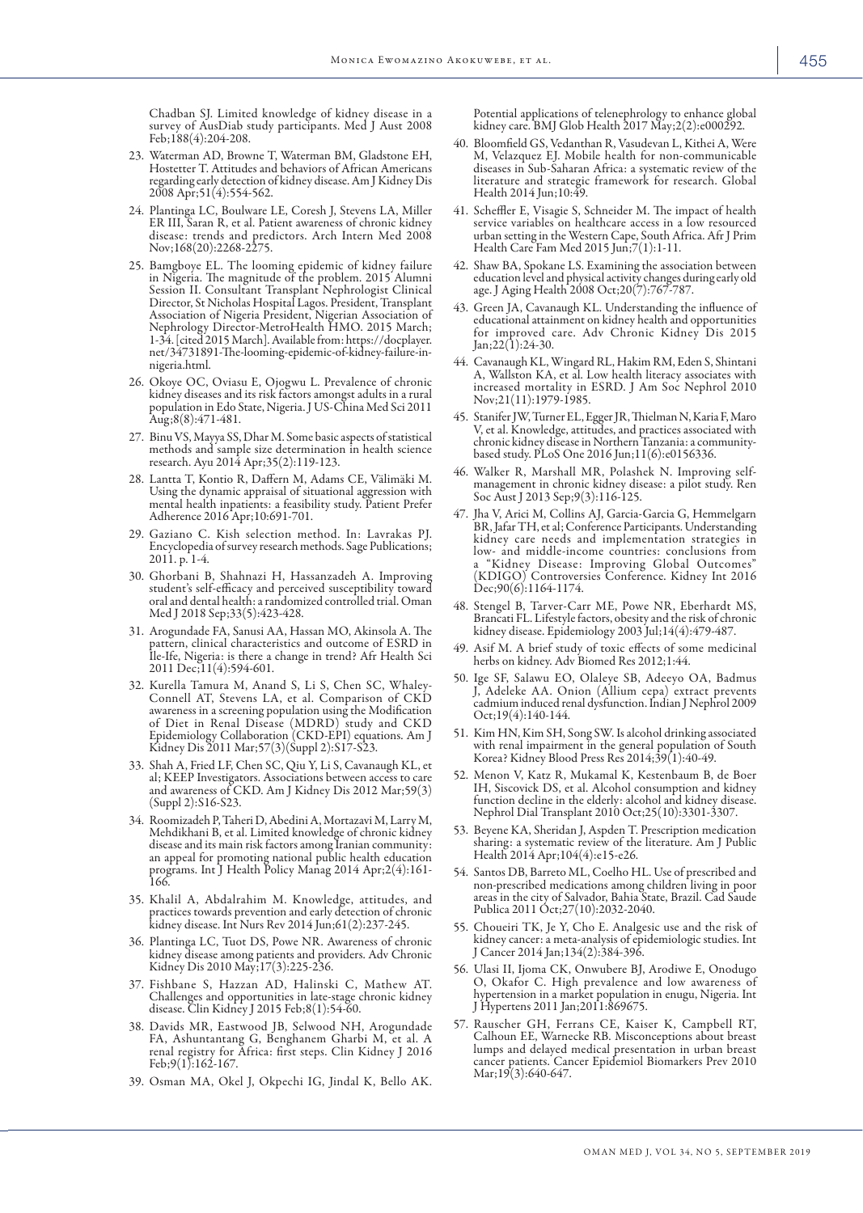Chadban SJ. Limited knowledge of kidney disease in a survey of AusDiab study participants. Med J Aust 2008 Feb;188(4):204-208.

23. Waterman AD, Browne T, Waterman BM, Gladstone EH, Hostetter T. Attitudes and behaviors of African Americans regarding early detection of kidney disease. Am J Kidney Dis 2008 Apr;51(4):554-562.
24. Plantinga LC, Boulware LE, Coresh J, Stevens LA, Miller ER III, Saran R, et al. Patient awareness of chronic kidney disease: trends and predictors. Arch Intern Med 2008 Nov;168(20):2268-2275.
25. Bamgboye EL. The looming epidemic of kidney failure in Nigeria. The magnitude of the problem. 2015 Alumni Session II. Consultant Transplant Nephrologist Clinical Director, St Nicholas Hospital Lagos. President, Transplant Association of Nigeria President, Nigerian Association of Nephrology Director-MetroHealth HMO. 2015 March; 1-34. [cited 2015 March]. Available from: https://docplayer.net/34731891-The-looming-epidemic-of-kidney-failure-in-nigeria.html.
26. Okoye OC, Oviasu E, Ojogwu L. Prevalence of chronic kidney diseases and its risk factors amongst adults in a rural population in Edo State, Nigeria. J US-China Med Sci 2011 Aug;8(8):471-481.
27. Binu VS, Mayya SS, Dhar M. Some basic aspects of statistical methods and sample size determination in health science research. Ayu 2014 Apr;35(2):119-123.
28. Lantta T, Kontio R, Daffern M, Adams CE, Välimäki M. Using the dynamic appraisal of situational aggression with mental health inpatients: a feasibility study. Patient Prefer Adherence 2016 Apr;10:691-701.
29. Gaziano C. Kish selection method. In: Lavrakas PJ. Encyclopedia of survey research methods. Sage Publications; 2011. p. 1-4.
30. Ghorbani B, Shahnazi H, Hassanzadeh A. Improving student's self-efficacy and perceived susceptibility toward oral and dental health: a randomized controlled trial. Oman Med J 2018 Sep;33(5):423-428.
31. Arogundade FA, Sanusi AA, Hassan MO, Akinsola A. The pattern, clinical characteristics and outcome of ESRD in Ile-Ife, Nigeria: is there a change in trend? Afr Health Sci 2011 Dec;11(4):594-601.
32. Kurella Tamura M, Anand S, Li S, Chen SC, Whaley-Connell AT, Stevens LA, et al. Comparison of CKD awareness in a screening population using the Modification of Diet in Renal Disease (MDRD) study and CKD Epidemiology Collaboration (CKD-EPI) equations. Am J Kidney Dis 2011 Mar;57(3)(Suppl 2):S17-S23.
33. Shah A, Fried LF, Chen SC, Qiu Y, Li S, Cavanaugh KL, et al; KEEP Investigators. Associations between access to care and awareness of CKD. Am J Kidney Dis 2012 Mar;59(3)(Suppl 2):S16-S23.
34. Roomizadeh P, Taheri D, Abedini A, Mortazavi M, Larry M, Mehdikhani B, et al. Limited knowledge of chronic kidney disease and its main risk factors among Iranian community: an appeal for promoting national public health education programs. Int J Health Policy Manag 2014 Apr;2(4):161-166.
35. Khalil A, Abdalrahim M. Knowledge, attitudes, and practices towards prevention and early detection of chronic kidney disease. Int Nurs Rev 2014 Jun;61(2):237-245.
36. Plantinga LC, Tuot DS, Powe NR. Awareness of chronic kidney disease among patients and providers. Adv Chronic Kidney Dis 2010 May;17(3):225-236.
37. Fishbane S, Hazzan AD, Halinski C, Mathew AT. Challenges and opportunities in late-stage chronic kidney disease. Clin Kidney J 2015 Feb;8(1):54-60.
38. Davids MR, Eastwood JB, Selwood NH, Arogundade FA, Ashuntantang G, Benghanem Gharbi M, et al. A renal registry for Africa: first steps. Clin Kidney J 2016 Feb;9(1):162-167.
39. Osman MA, Okel J, Okpechi IG, Jindal K, Bello AK. Potential applications of telenephrology to enhance global kidney care. BMJ Glob Health 2017 May;2(2):e000292.
40. Bloomfield GS, Vedanthan R, Vasudevan L, Kithei A, Were M, Velazquez EJ. Mobile health for non-communicable diseases in Sub-Saharan Africa: a systematic review of the literature and strategic framework for research. Global Health 2014 Jun;10:49.
41. Scheffler E, Visagie S, Schneider M. The impact of health service variables on healthcare access in a low resourced urban setting in the Western Cape, South Africa. Afr J Prim Health Care Fam Med 2015 Jun;7(1):1-11.
42. Shaw BA, Spokane LS. Examining the association between education level and physical activity changes during early old age. J Aging Health 2008 Oct;20(7):767-787.
43. Green JA, Cavanaugh KL. Understanding the influence of educational attainment on kidney health and opportunities for improved care. Adv Chronic Kidney Dis 2015 Jan;22(1):24-30.
44. Cavanaugh KL, Wingard RL, Hakim RM, Eden S, Shintani A, Wallston KA, et al. Low health literacy associates with increased mortality in ESRD. J Am Soc Nephrol 2010 Nov;21(11):1979-1985.
45. Stanifer JW, Turner EL, Egger JR, Thielman N, Karia F, Maro V, et al. Knowledge, attitudes, and practices associated with chronic kidney disease in Northern Tanzania: a community-based study. PLoS One 2016 Jun;11(6):e0156336.
46. Walker R, Marshall MR, Polashek N. Improving self-management in chronic kidney disease: a pilot study. Ren Soc Aust J 2013 Sep;9(3):116-125.
47. Jha V, Arici M, Collins AJ, Garcia-Garcia G, Hemmelgarn BR, Jafar TH, et al; Conference Participants. Understanding kidney care needs and implementation strategies in low- and middle-income countries: conclusions from a "Kidney Disease: Improving Global Outcomes" (KDIGO) Controversies Conference. Kidney Int 2016 Dec;90(6):1164-1174.
48. Stengel B, Tarver-Carr ME, Powe NR, Eberhardt MS, Brancati FL. Lifestyle factors, obesity and the risk of chronic kidney disease. Epidemiology 2003 Jul;14(4):479-487.
49. Asif M. A brief study of toxic effects of some medicinal herbs on kidney. Adv Biomed Res 2012;1:44.
50. Ige SF, Salawu EO, Olaleye SB, Adeeyo OA, Badmus J, Adeleke AA. Onion (Allium cepa) extract prevents cadmium induced renal dysfunction. Indian J Nephrol 2009 Oct;19(4):140-144.
51. Kim HN, Kim SH, Song SW. Is alcohol drinking associated with renal impairment in the general population of South Korea? Kidney Blood Press Res 2014;39(1):40-49.
52. Menon V, Katz R, Mukamal K, Kestenbaum B, de Boer IH, Siscovick DS, et al. Alcohol consumption and kidney function decline in the elderly: alcohol and kidney disease. Nephrol Dial Transplant 2010 Oct;25(10):3301-3307.
53. Beyene KA, Sheridan J, Aspden T. Prescription medication sharing: a systematic review of the literature. Am J Public Health 2014 Apr;104(4):e15-e26.
54. Santos DB, Barreto ML, Coelho HL. Use of prescribed and non-prescribed medications among children living in poor areas in the city of Salvador, Bahia State, Brazil. Cad Saude Publica 2011 Oct;27(10):2032-2040.
55. Choueiri TK, Je Y, Cho E. Analgesic use and the risk of kidney cancer: a meta-analysis of epidemiologic studies. Int J Cancer 2014 Jan;134(2):384-396.
56. Ulasi II, Ijoma CK, Onwubere BJ, Arodiwe E, Onodugo O, Okafor C. High prevalence and low awareness of hypertension in a market population in enugu, Nigeria. Int J Hypertens 2011 Jan;2011:869675.
57. Rauscher GH, Ferrans CE, Kaiser K, Campbell RT, Calhoun EE, Warnecke RB. Misconceptions about breast lumps and delayed medical presentation in urban breast cancer patients. Cancer Epidemiol Biomarkers Prev 2010 Mar;19(3):640-647.